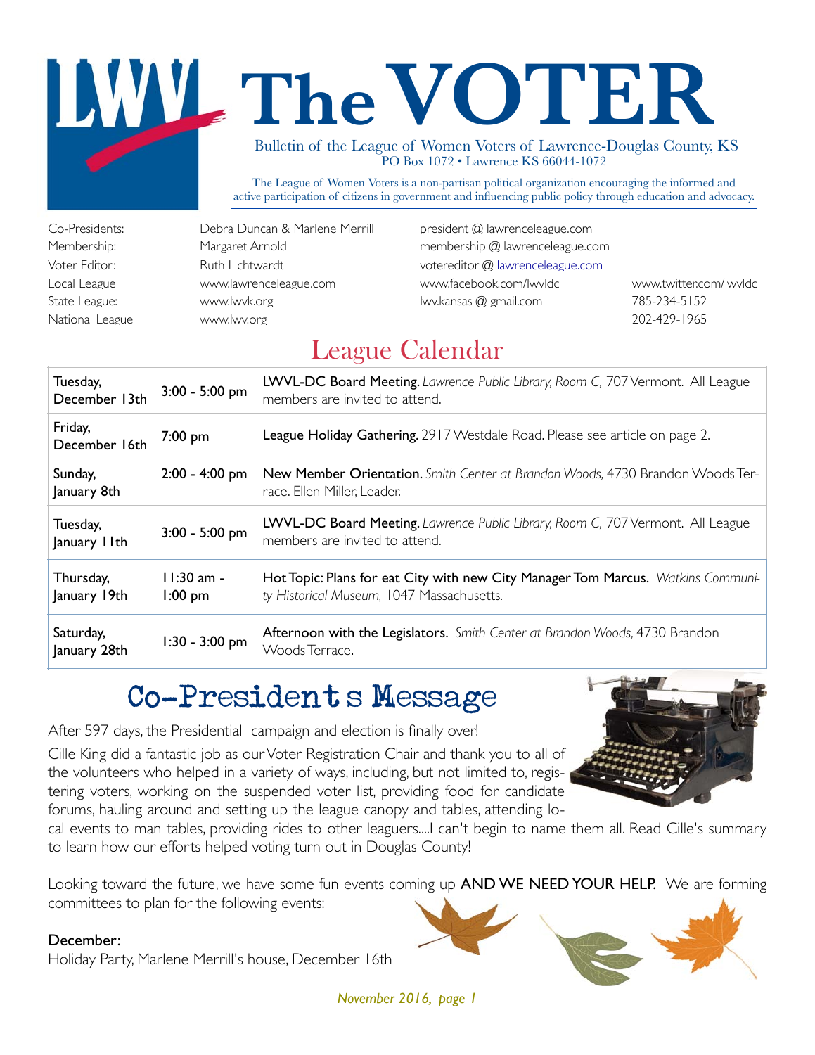# The VOTER

Bulletin of the League of Women Voters of Lawrence-Douglas County, KS
PO Box 1072 • Lawrence KS 66044-1072

The League of Women Voters is a non-partisan political organization encouraging the informed and active participation of citizens in government and influencing public policy through education and advocacy.

| | | | |
|---|---|---|---|
| Co-Presidents: | Debra Duncan & Marlene Merrill | president @ lawrenceleague.com | |
| Membership: | Margaret Arnold | membership @ lawrenceleague.com | |
| Voter Editor: | Ruth Lichtwardt | votereditor @ lawrenceleague.com | |
| Local League | www.lawrenceleague.com | www.facebook.com/lwvldc | www.twitter.com/lwvldc |
| State League: | www.lwvk.org | lwv.kansas @ gmail.com | 785-234-5152 |
| National League | www.lwv.org | | 202-429-1965 |

## League Calendar

| Date | Time | Event |
|---|---|---|
| Tuesday, December 13th | 3:00 - 5:00 pm | **LWVL-DC Board Meeting.** *Lawrence Public Library, Room C,* 707 Vermont. All League members are invited to attend. |
| Friday, December 16th | 7:00 pm | **League Holiday Gathering.** 2917 Westdale Road. Please see article on page 2. |
| Sunday, January 8th | 2:00 - 4:00 pm | **New Member Orientation.** *Smith Center at Brandon Woods,* 4730 Brandon Woods Terrace. Ellen Miller, Leader. |
| Tuesday, January 11th | 3:00 - 5:00 pm | **LWVL-DC Board Meeting.** *Lawrence Public Library, Room C,* 707 Vermont. All League members are invited to attend. |
| Thursday, January 19th | 11:30 am - 1:00 pm | **Hot Topic: Plans for eat City with new City Manager Tom Marcus.** *Watkins Community Historical Museum,* 1047 Massachusetts. |
| Saturday, January 28th | 1:30 - 3:00 pm | **Afternoon with the Legislators.** *Smith Center at Brandon Woods,* 4730 Brandon Woods Terrace. |

## Co-Presidents Message

After 597 days, the Presidential campaign and election is finally over!

Cille King did a fantastic job as our Voter Registration Chair and thank you to all of the volunteers who helped in a variety of ways, including, but not limited to, registering voters, working on the suspended voter list, providing food for candidate forums, hauling around and setting up the league canopy and tables, attending local events to man tables, providing rides to other leaguers....I can't begin to name them all. Read Cille's summary to learn how our efforts helped voting turn out in Douglas County!

Looking toward the future, we have some fun events coming up **AND WE NEED YOUR HELP.** We are forming committees to plan for the following events:

**December:**
Holiday Party, Marlene Merrill's house, December 16th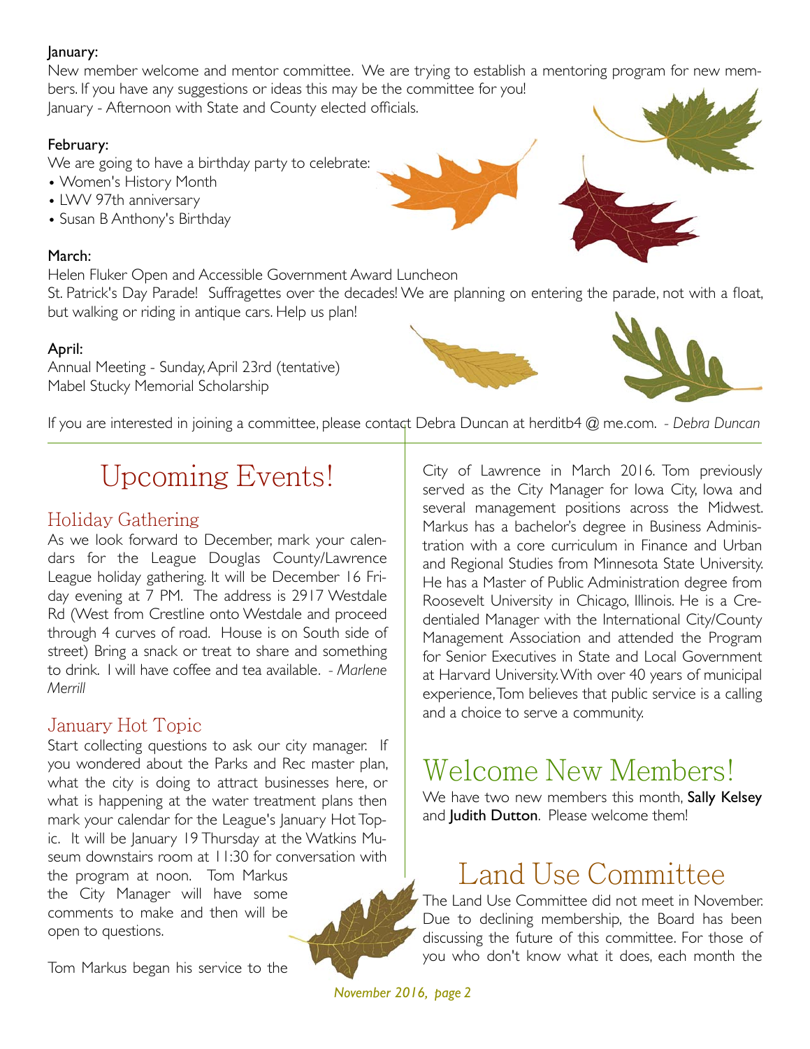**January:**

New member welcome and mentor committee. We are trying to establish a mentoring program for new members. If you have any suggestions or ideas this may be the committee for you!

January - Afternoon with State and County elected officials.

**February:**

We are going to have a birthday party to celebrate:

- Women's History Month
- LWV 97th anniversary
- Susan B Anthony's Birthday

**March:**

Helen Fluker Open and Accessible Government Award Luncheon

St. Patrick's Day Parade! Suffragettes over the decades! We are planning on entering the parade, not with a float, but walking or riding in antique cars. Help us plan!

**April:**

Annual Meeting - Sunday, April 23rd (tentative)

Mabel Stucky Memorial Scholarship

If you are interested in joining a committee, please contact Debra Duncan at herditb4 @ me.com. *- Debra Duncan*

# Upcoming Events!

## Holiday Gathering

As we look forward to December, mark your calendars for the League Douglas County/Lawrence League holiday gathering. It will be December 16 Friday evening at 7 PM. The address is 2917 Westdale Rd (West from Crestline onto Westdale and proceed through 4 curves of road. House is on South side of street) Bring a snack or treat to share and something to drink. I will have coffee and tea available. *- Marlene Merrill*

## January Hot Topic

Start collecting questions to ask our city manager. If you wondered about the Parks and Rec master plan, what the city is doing to attract businesses here, or what is happening at the water treatment plans then mark your calendar for the League's January Hot Topic. It will be January 19 Thursday at the Watkins Museum downstairs room at 11:30 for conversation with the program at noon. Tom Markus the City Manager will have some comments to make and then will be open to questions.

Tom Markus began his service to the City of Lawrence in March 2016. Tom previously served as the City Manager for Iowa City, Iowa and several management positions across the Midwest. Markus has a bachelor's degree in Business Administration with a core curriculum in Finance and Urban and Regional Studies from Minnesota State University. He has a Master of Public Administration degree from Roosevelt University in Chicago, Illinois. He is a Credentialed Manager with the International City/County Management Association and attended the Program for Senior Executives in State and Local Government at Harvard University. With over 40 years of municipal experience, Tom believes that public service is a calling and a choice to serve a community.

# Welcome New Members!

We have two new members this month, **Sally Kelsey** and **Judith Dutton**. Please welcome them!

# Land Use Committee

The Land Use Committee did not meet in November. Due to declining membership, the Board has been discussing the future of this committee. For those of you who don't know what it does, each month the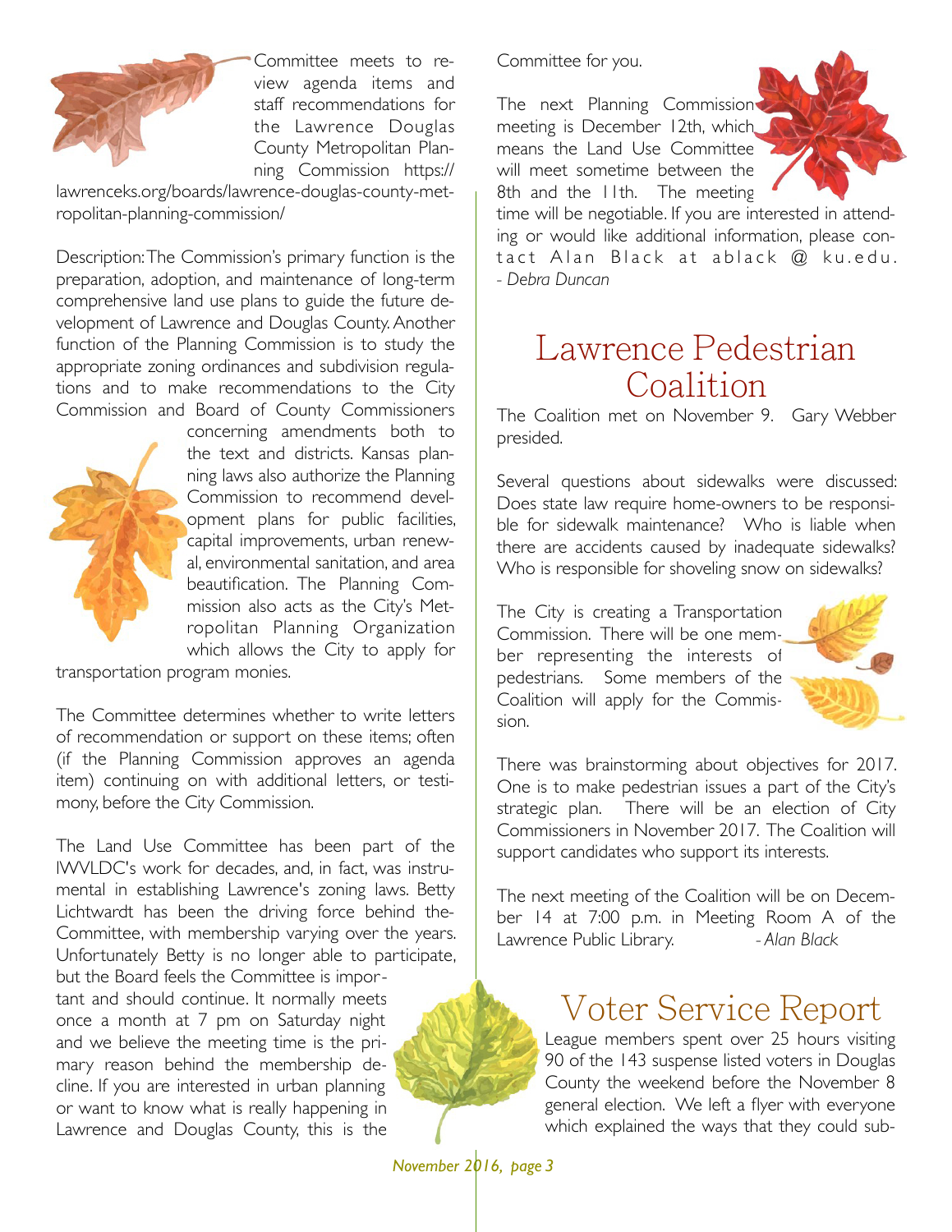Committee meets to review agenda items and staff recommendations for the Lawrence Douglas County Metropolitan Planning Commission https://lawrenceks.org/boards/lawrence-douglas-county-metropolitan-planning-commission/

Description: The Commission's primary function is the preparation, adoption, and maintenance of long-term comprehensive land use plans to guide the future development of Lawrence and Douglas County. Another function of the Planning Commission is to study the appropriate zoning ordinances and subdivision regulations and to make recommendations to the City Commission and Board of County Commissioners concerning amendments both to the text and districts. Kansas planning laws also authorize the Planning Commission to recommend development plans for public facilities, capital improvements, urban renewal, environmental sanitation, and area beautification. The Planning Commission also acts as the City's Metropolitan Planning Organization which allows the City to apply for transportation program monies.

The Committee determines whether to write letters of recommendation or support on these items; often (if the Planning Commission approves an agenda item) continuing on with additional letters, or testimony, before the City Commission.

The Land Use Committee has been part of the LWVLDC's work for decades, and, in fact, was instrumental in establishing Lawrence's zoning laws. Betty Lichtwardt has been the driving force behind the Committee, with membership varying over the years. Unfortunately Betty is no longer able to participate, but the Board feels the Committee is important and should continue. It normally meets once a month at 7 pm on Saturday night and we believe the meeting time is the primary reason behind the membership decline. If you are interested in urban planning or want to know what is really happening in Lawrence and Douglas County, this is the Committee for you.

The next Planning Commission meeting is December 12th, which means the Land Use Committee will meet sometime between the 8th and the 11th. The meeting time will be negotiable. If you are interested in attending or would like additional information, please contact Alan Black at ablack @ ku.edu.
*- Debra Duncan*

# Lawrence Pedestrian Coalition

The Coalition met on November 9. Gary Webber presided.

Several questions about sidewalks were discussed: Does state law require home-owners to be responsible for sidewalk maintenance? Who is liable when there are accidents caused by inadequate sidewalks? Who is responsible for shoveling snow on sidewalks?

The City is creating a Transportation Commission. There will be one member representing the interests of pedestrians. Some members of the Coalition will apply for the Commission.

There was brainstorming about objectives for 2017. One is to make pedestrian issues a part of the City's strategic plan. There will be an election of City Commissioners in November 2017. The Coalition will support candidates who support its interests.

The next meeting of the Coalition will be on December 14 at 7:00 p.m. in Meeting Room A of the Lawrence Public Library. *- Alan Black*

# Voter Service Report

League members spent over 25 hours visiting 90 of the 143 suspense listed voters in Douglas County the weekend before the November 8 general election. We left a flyer with everyone which explained the ways that they could sub-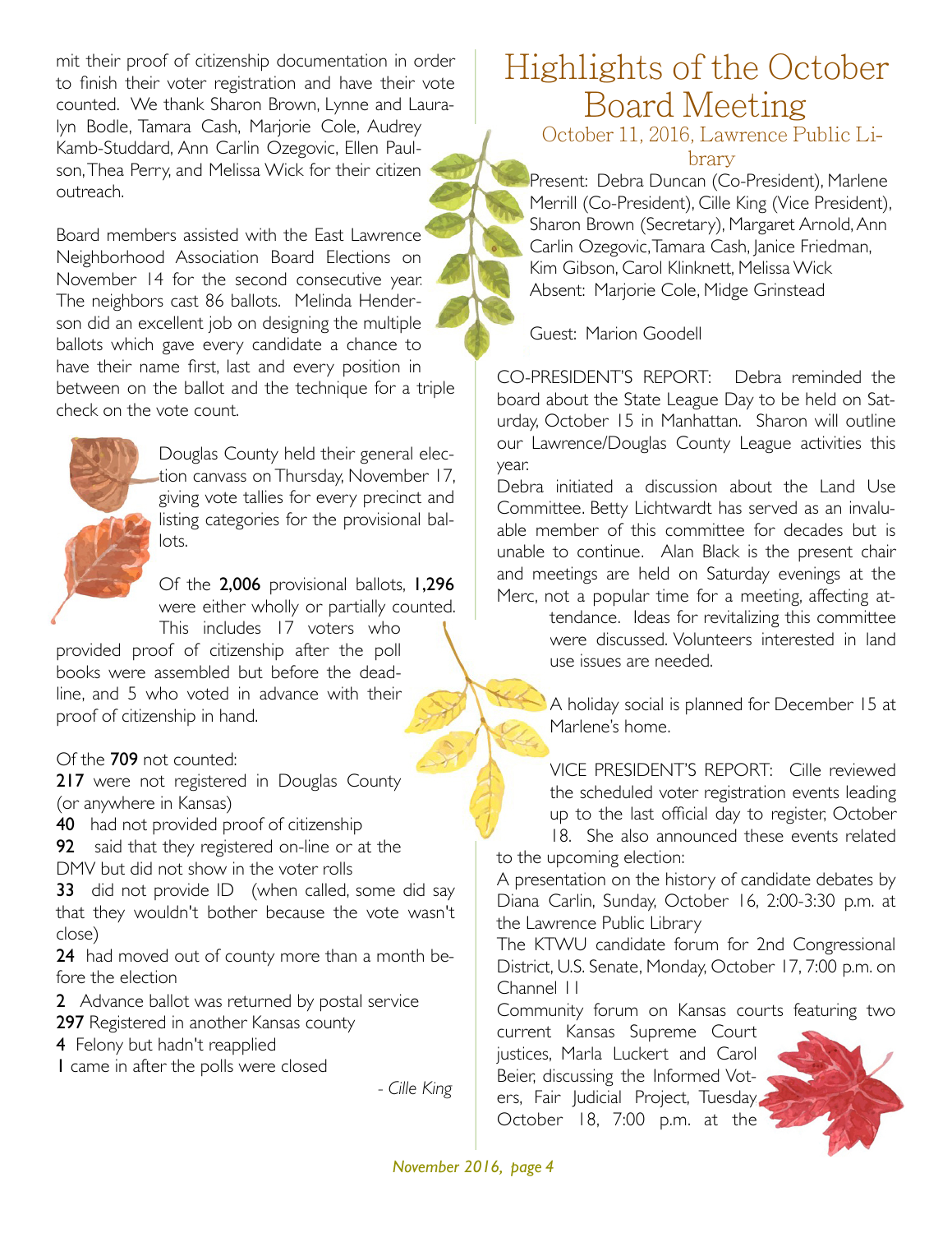mit their proof of citizenship documentation in order to finish their voter registration and have their vote counted. We thank Sharon Brown, Lynne and Lauralyn Bodle, Tamara Cash, Marjorie Cole, Audrey Kamb-Studdard, Ann Carlin Ozegovic, Ellen Paulson, Thea Perry, and Melissa Wick for their citizen outreach.

Board members assisted with the East Lawrence Neighborhood Association Board Elections on November 14 for the second consecutive year. The neighbors cast 86 ballots. Melinda Henderson did an excellent job on designing the multiple ballots which gave every candidate a chance to have their name first, last and every position in between on the ballot and the technique for a triple check on the vote count.

Douglas County held their general election canvass on Thursday, November 17, giving vote tallies for every precinct and listing categories for the provisional ballots.

Of the **2,006** provisional ballots, **1,296** were either wholly or partially counted. This includes 17 voters who provided proof of citizenship after the poll books were assembled but before the deadline, and 5 who voted in advance with their proof of citizenship in hand.

Of the **709** not counted:

**217** were not registered in Douglas County (or anywhere in Kansas)
**40** had not provided proof of citizenship
**92** said that they registered on-line or at the DMV but did not show in the voter rolls
**33** did not provide ID (when called, some did say that they wouldn't bother because the vote wasn't close)
**24** had moved out of county more than a month before the election
**2** Advance ballot was returned by postal service
**297** Registered in another Kansas county
**4** Felony but hadn't reapplied
**1** came in after the polls were closed

*- Cille King*

# Highlights of the October Board Meeting

## October 11, 2016, Lawrence Public Library

Present: Debra Duncan (Co-President), Marlene Merrill (Co-President), Cille King (Vice President), Sharon Brown (Secretary), Margaret Arnold, Ann Carlin Ozegovic, Tamara Cash, Janice Friedman, Kim Gibson, Carol Klinknett, Melissa Wick
Absent: Marjorie Cole, Midge Grinstead

Guest: Marion Goodell

CO-PRESIDENT'S REPORT: Debra reminded the board about the State League Day to be held on Saturday, October 15 in Manhattan. Sharon will outline our Lawrence/Douglas County League activities this year.

Debra initiated a discussion about the Land Use Committee. Betty Lichtwardt has served as an invaluable member of this committee for decades but is unable to continue. Alan Black is the present chair and meetings are held on Saturday evenings at the Merc, not a popular time for a meeting, affecting attendance. Ideas for revitalizing this committee were discussed. Volunteers interested in land use issues are needed.

A holiday social is planned for December 15 at Marlene's home.

VICE PRESIDENT'S REPORT: Cille reviewed the scheduled voter registration events leading up to the last official day to register, October 18. She also announced these events related to the upcoming election:

A presentation on the history of candidate debates by Diana Carlin, Sunday, October 16, 2:00-3:30 p.m. at the Lawrence Public Library

The KTWU candidate forum for 2nd Congressional District, U.S. Senate, Monday, October 17, 7:00 p.m. on Channel 11

Community forum on Kansas courts featuring two current Kansas Supreme Court justices, Marla Luckert and Carol Beier, discussing the Informed Voters, Fair Judicial Project, Tuesday October 18, 7:00 p.m. at the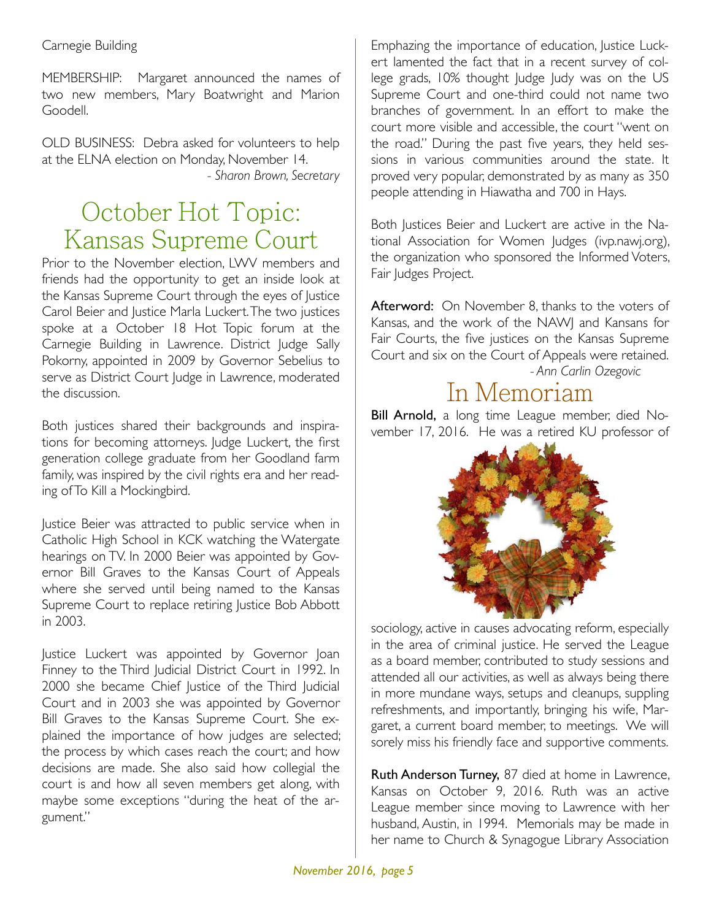Carnegie Building

MEMBERSHIP: Margaret announced the names of two new members, Mary Boatwright and Marion Goodell.

OLD BUSINESS: Debra asked for volunteers to help at the ELNA election on Monday, November 14.

*- Sharon Brown, Secretary*

# October Hot Topic: Kansas Supreme Court

Prior to the November election, LWV members and friends had the opportunity to get an inside look at the Kansas Supreme Court through the eyes of Justice Carol Beier and Justice Marla Luckert. The two justices spoke at a October 18 Hot Topic forum at the Carnegie Building in Lawrence. District Judge Sally Pokorny, appointed in 2009 by Governor Sebelius to serve as District Court Judge in Lawrence, moderated the discussion.

Both justices shared their backgrounds and inspirations for becoming attorneys. Judge Luckert, the first generation college graduate from her Goodland farm family, was inspired by the civil rights era and her reading of To Kill a Mockingbird.

Justice Beier was attracted to public service when in Catholic High School in KCK watching the Watergate hearings on TV. In 2000 Beier was appointed by Governor Bill Graves to the Kansas Court of Appeals where she served until being named to the Kansas Supreme Court to replace retiring Justice Bob Abbott in 2003.

Justice Luckert was appointed by Governor Joan Finney to the Third Judicial District Court in 1992. In 2000 she became Chief Justice of the Third Judicial Court and in 2003 she was appointed by Governor Bill Graves to the Kansas Supreme Court. She explained the importance of how judges are selected; the process by which cases reach the court; and how decisions are made. She also said how collegial the court is and how all seven members get along, with maybe some exceptions "during the heat of the argument."

Emphazing the importance of education, Justice Luckert lamented the fact that in a recent survey of college grads, 10% thought Judge Judy was on the US Supreme Court and one-third could not name two branches of government. In an effort to make the court more visible and accessible, the court "went on the road." During the past five years, they held sessions in various communities around the state. It proved very popular, demonstrated by as many as 350 people attending in Hiawatha and 700 in Hays.

Both Justices Beier and Luckert are active in the National Association for Women Judges (ivp.nawj.org), the organization who sponsored the Informed Voters, Fair Judges Project.

**Afterword:** On November 8, thanks to the voters of Kansas, and the work of the NAWJ and Kansans for Fair Courts, the five justices on the Kansas Supreme Court and six on the Court of Appeals were retained.

*- Ann Carlin Ozegovic*

# In Memoriam

**Bill Arnold,** a long time League member, died November 17, 2016. He was a retired KU professor of sociology, active in causes advocating reform, especially in the area of criminal justice. He served the League as a board member, contributed to study sessions and attended all our activities, as well as always being there in more mundane ways, setups and cleanups, suppling refreshments, and importantly, bringing his wife, Margaret, a current board member, to meetings. We will sorely miss his friendly face and supportive comments.

**Ruth Anderson Turney,** 87 died at home in Lawrence, Kansas on October 9, 2016. Ruth was an active League member since moving to Lawrence with her husband, Austin, in 1994. Memorials may be made in her name to Church & Synagogue Library Association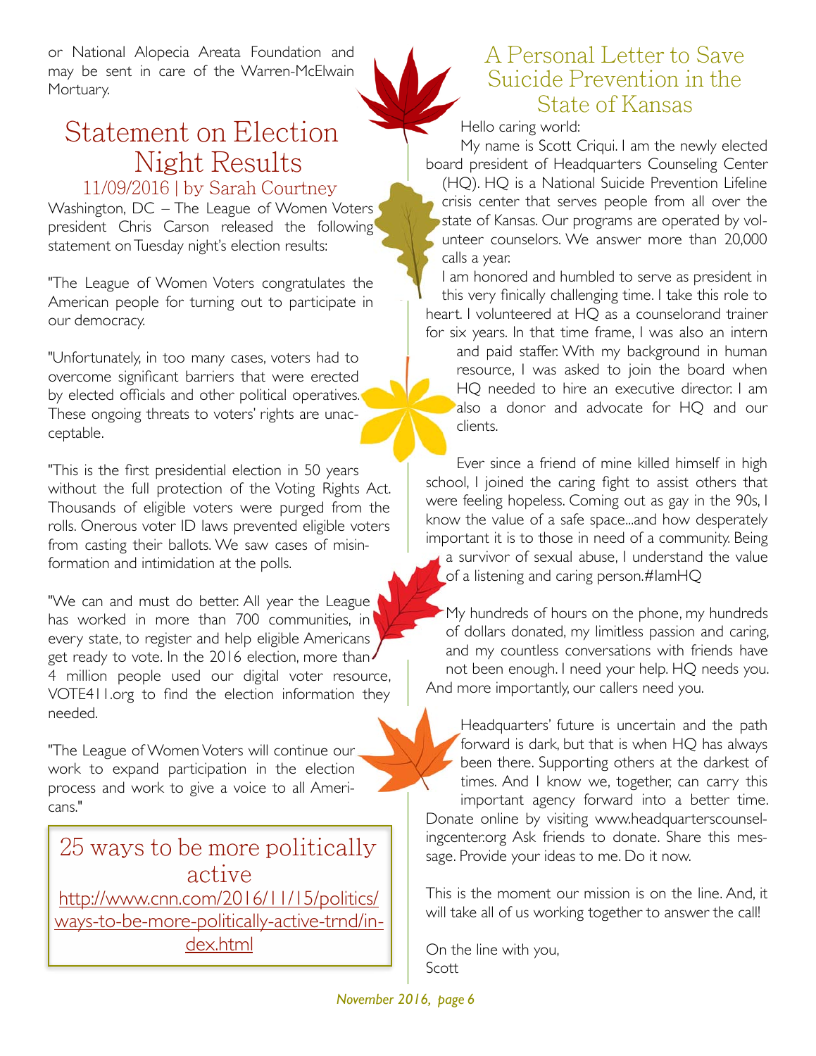or National Alopecia Areata Foundation and may be sent in care of the Warren-McElwain Mortuary.

# Statement on Election Night Results

11/09/2016 | by Sarah Courtney

Washington, DC – The League of Women Voters president Chris Carson released the following statement on Tuesday night's election results:

"The League of Women Voters congratulates the American people for turning out to participate in our democracy.

"Unfortunately, in too many cases, voters had to overcome significant barriers that were erected by elected officials and other political operatives. These ongoing threats to voters' rights are unacceptable.

"This is the first presidential election in 50 years without the full protection of the Voting Rights Act. Thousands of eligible voters were purged from the rolls. Onerous voter ID laws prevented eligible voters from casting their ballots. We saw cases of misinformation and intimidation at the polls.

"We can and must do better. All year the League has worked in more than 700 communities, in every state, to register and help eligible Americans get ready to vote. In the 2016 election, more than 4 million people used our digital voter resource, VOTE411.org to find the election information they needed.

"The League of Women Voters will continue our work to expand participation in the election process and work to give a voice to all Americans."

## 25 ways to be more politically active

http://www.cnn.com/2016/11/15/politics/ways-to-be-more-politically-active-trnd/index.html

# A Personal Letter to Save Suicide Prevention in the State of Kansas

Hello caring world:

My name is Scott Criqui. I am the newly elected board president of Headquarters Counseling Center (HQ). HQ is a National Suicide Prevention Lifeline crisis center that serves people from all over the state of Kansas. Our programs are operated by volunteer counselors. We answer more than 20,000 calls a year.

I am honored and humbled to serve as president in this very finically challenging time. I take this role to heart. I volunteered at HQ as a counselorand trainer for six years. In that time frame, I was also an intern and paid staffer. With my background in human resource, I was asked to join the board when HQ needed to hire an executive director. I am also a donor and advocate for HQ and our clients.

Ever since a friend of mine killed himself in high school, I joined the caring fight to assist others that were feeling hopeless. Coming out as gay in the 90s, I know the value of a safe space...and how desperately important it is to those in need of a community. Being a survivor of sexual abuse, I understand the value of a listening and caring person.#IamHQ

My hundreds of hours on the phone, my hundreds of dollars donated, my limitless passion and caring, and my countless conversations with friends have not been enough. I need your help. HQ needs you. And more importantly, our callers need you.

Headquarters' future is uncertain and the path forward is dark, but that is when HQ has always been there. Supporting others at the darkest of times. And I know we, together, can carry this important agency forward into a better time. Donate online by visiting www.headquarterscounselingcenter.org Ask friends to donate. Share this message. Provide your ideas to me. Do it now.

This is the moment our mission is on the line. And, it will take all of us working together to answer the call!

On the line with you,
Scott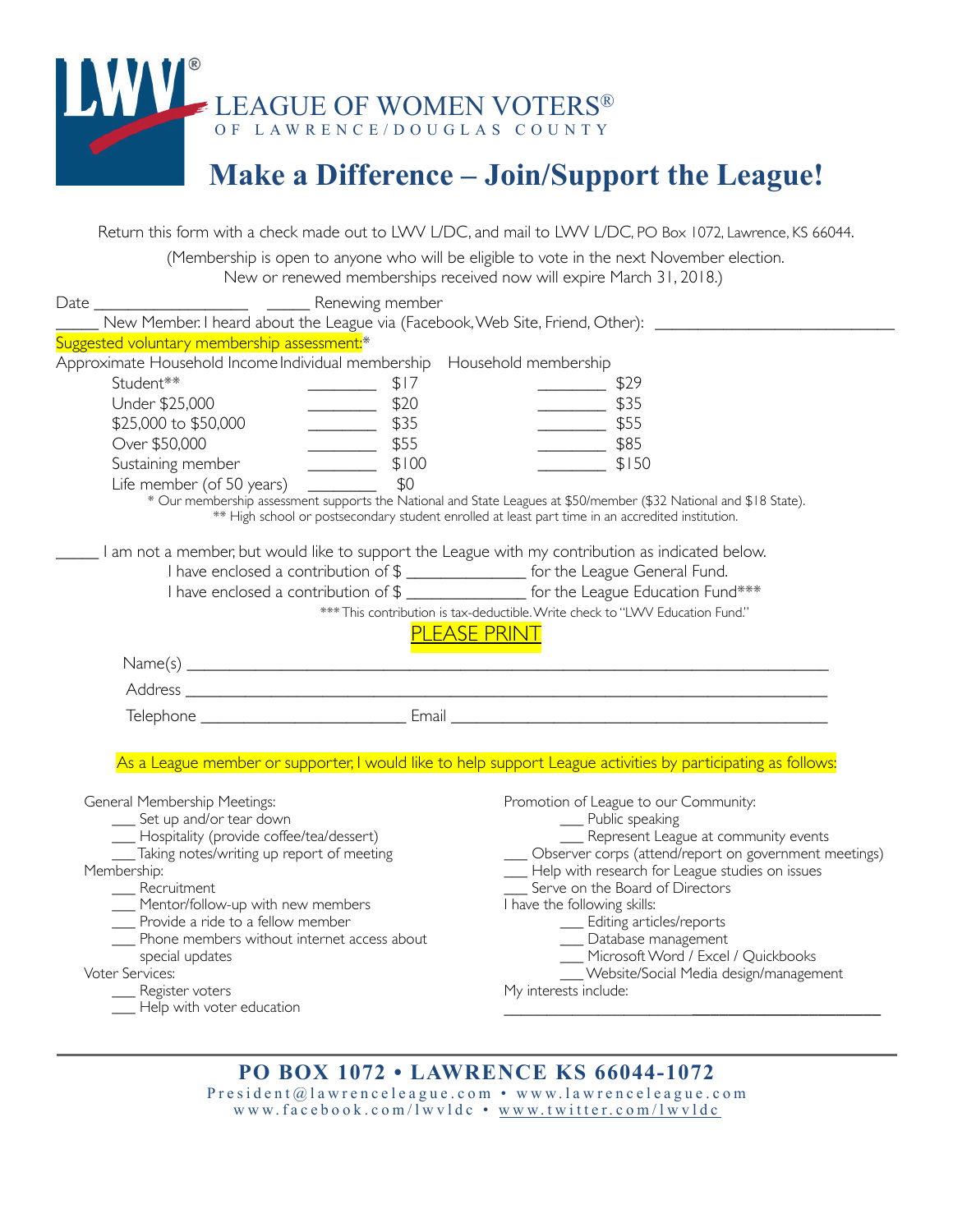# LEAGUE OF WOMEN VOTERS®

OF LAWRENCE/DOUGLAS COUNTY

## Make a Difference – Join/Support the League!

Return this form with a check made out to LWV L/DC, and mail to LWV L/DC, PO Box 1072, Lawrence, KS 66044.

(Membership is open to anyone who will be eligible to vote in the next November election.
New or renewed memberships received now will expire March 31, 2018.)

Date ________________ _____ Renewing member

_____ New Member. I heard about the League via (Facebook, Web Site, Friend, Other): ________________________

Suggested voluntary membership assessment:*

| Approximate Household Income | Individual membership | | Household membership | |
|---|---|---|---|---|
| Student** | ________ | $17 | ________ | $29 |
| Under $25,000 | ________ | $20 | ________ | $35 |
| $25,000 to $50,000 | ________ | $35 | ________ | $55 |
| Over $50,000 | ________ | $55 | ________ | $85 |
| Sustaining member | ________ | $100 | ________ | $150 |
| Life member (of 50 years) | ________ | $0 | | |

\* Our membership assessment supports the National and State Leagues at $50/member ($32 National and $18 State).
\*\* High school or postsecondary student enrolled at least part time in an accredited institution.

_____ I am not a member, but would like to support the League with my contribution as indicated below.

I have enclosed a contribution of $ ____________ for the League General Fund.

I have enclosed a contribution of $ ____________ for the League Education Fund***

\*\*\* This contribution is tax-deductible. Write check to "LWV Education Fund."

PLEASE PRINT

Name(s) ______________________________________________________________

Address ______________________________________________________________

Telephone ______________________ Email ______________________________________

As a League member or supporter, I would like to help support League activities by participating as follows:

General Membership Meetings:
- ___ Set up and/or tear down
- ___ Hospitality (provide coffee/tea/dessert)
- ___ Taking notes/writing up report of meeting

Membership:
- ___ Recruitment
- ___ Mentor/follow-up with new members
- ___ Provide a ride to a fellow member
- ___ Phone members without internet access about special updates

Voter Services:
- ___ Register voters
- ___ Help with voter education

Promotion of League to our Community:
- ___ Public speaking
- ___ Represent League at community events

___ Observer corps (attend/report on government meetings)

___ Help with research for League studies on issues

___ Serve on the Board of Directors

I have the following skills:
- ___ Editing articles/reports
- ___ Database management
- ___ Microsoft Word / Excel / Quickbooks
- ___ Website/Social Media design/management

My interests include:

______________________________________________

**PO BOX 1072 • LAWRENCE KS 66044-1072**

President@lawrenceleague.com • www.lawrenceleague.com
www.facebook.com/lwvldc • www.twitter.com/lwvldc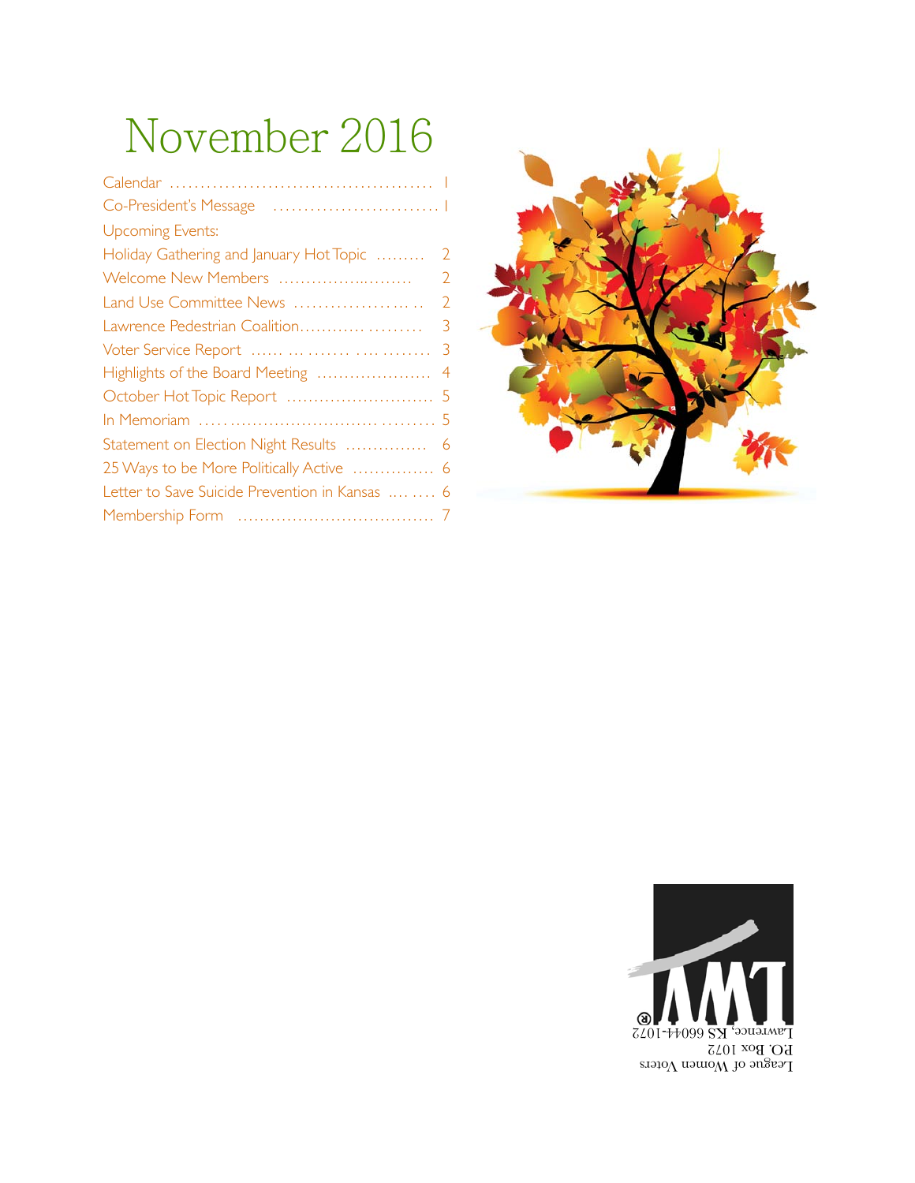# November 2016

| | |
|---|---|
| Calendar | 1 |
| Co-President's Message | 1 |
| Upcoming Events: | |
| Holiday Gathering and January Hot Topic | 2 |
| Welcome New Members | 2 |
| Land Use Committee News | 2 |
| Lawrence Pedestrian Coalition | 3 |
| Voter Service Report | 3 |
| Highlights of the Board Meeting | 4 |
| October Hot Topic Report | 5 |
| In Memoriam | 5 |
| Statement on Election Night Results | 6 |
| 25 Ways to be More Politically Active | 6 |
| Letter to Save Suicide Prevention in Kansas | 6 |
| Membership Form | 7 |

League of Women Voters
P.O. Box 1072
Lawrence, KS 66044-1072